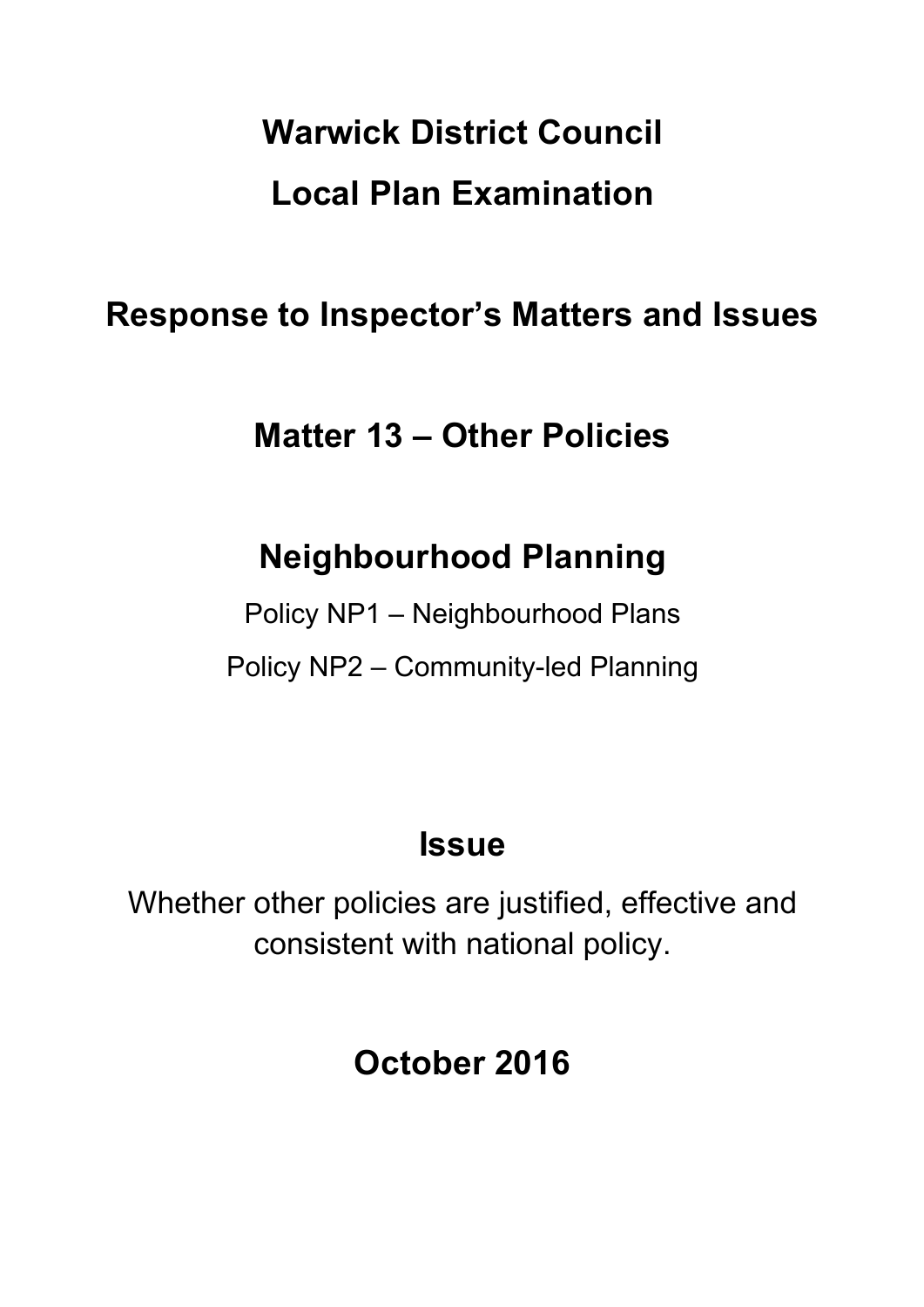# Warwick District Council

# Local Plan Examination

## Response to Inspector's Matters and Issues

## Matter 13 – Other Policies

## Neighbourhood Planning

Policy NP1 – Neighbourhood Plans

Policy NP2 – Community-led Planning

## Issue

Whether other policies are justified, effective and consistent with national policy.

## October 2016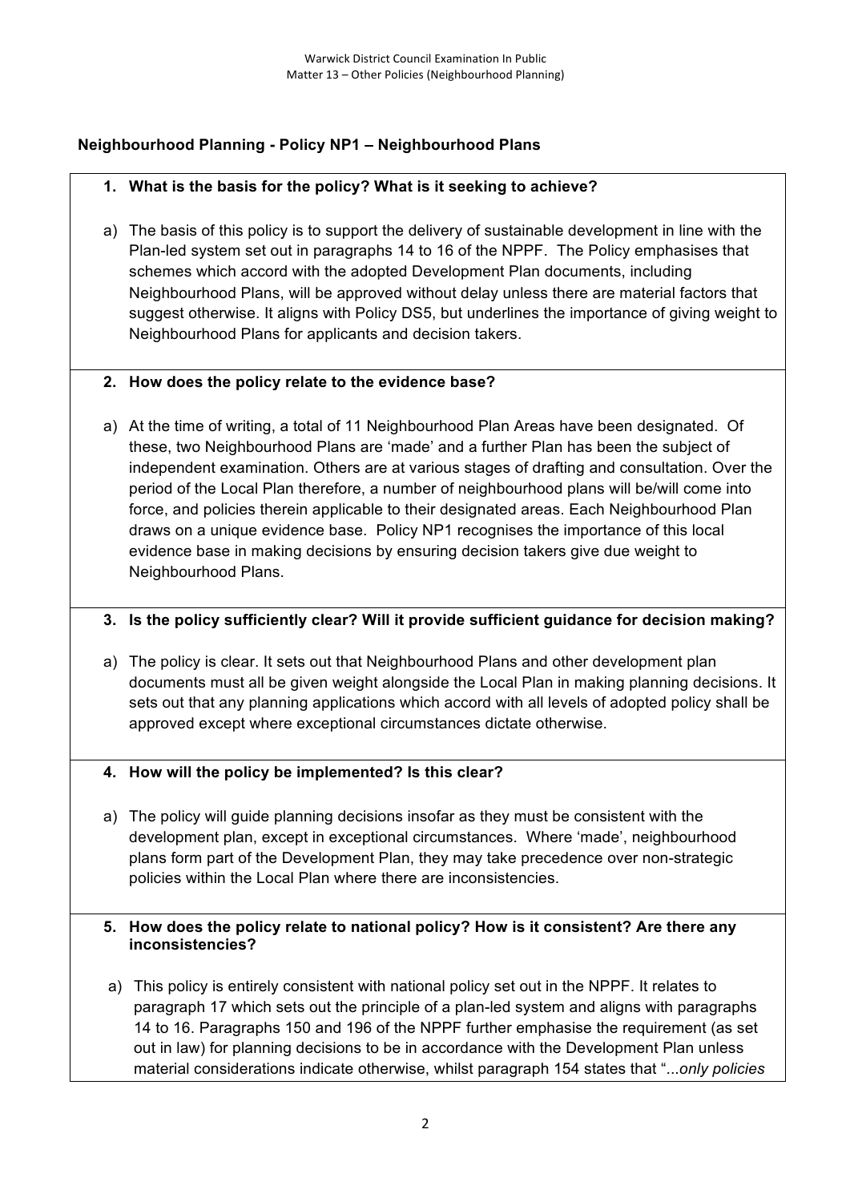## Neighbourhood Planning - Policy NP1 – Neighbourhood Plans

**1. What is the basis for the policy? What is it seeking to achieve?**

a) The basis of this policy is to support the delivery of sustainable development in line with the Plan-led system set out in paragraphs 14 to 16 of the NPPF. The Policy emphasises that schemes which accord with the adopted Development Plan documents, including Neighbourhood Plans, will be approved without delay unless there are material factors that suggest otherwise. It aligns with Policy DS5, but underlines the importance of giving weight to Neighbourhood Plans for applicants and decision takers.

**2. How does the policy relate to the evidence base?**

a) At the time of writing, a total of 11 Neighbourhood Plan Areas have been designated. Of these, two Neighbourhood Plans are 'made' and a further Plan has been the subject of independent examination. Others are at various stages of drafting and consultation. Over the period of the Local Plan therefore, a number of neighbourhood plans will be/will come into force, and policies therein applicable to their designated areas. Each Neighbourhood Plan draws on a unique evidence base. Policy NP1 recognises the importance of this local evidence base in making decisions by ensuring decision takers give due weight to Neighbourhood Plans.

**3. Is the policy sufficiently clear? Will it provide sufficient guidance for decision making?**

a) The policy is clear. It sets out that Neighbourhood Plans and other development plan documents must all be given weight alongside the Local Plan in making planning decisions. It sets out that any planning applications which accord with all levels of adopted policy shall be approved except where exceptional circumstances dictate otherwise.

**4. How will the policy be implemented? Is this clear?**

a) The policy will guide planning decisions insofar as they must be consistent with the development plan, except in exceptional circumstances. Where 'made', neighbourhood plans form part of the Development Plan, they may take precedence over non-strategic policies within the Local Plan where there are inconsistencies.

**5. How does the policy relate to national policy? How is it consistent? Are there any inconsistencies?**

a) This policy is entirely consistent with national policy set out in the NPPF. It relates to paragraph 17 which sets out the principle of a plan-led system and aligns with paragraphs 14 to 16. Paragraphs 150 and 196 of the NPPF further emphasise the requirement (as set out in law) for planning decisions to be in accordance with the Development Plan unless material considerations indicate otherwise, whilst paragraph 154 states that "...*only policies*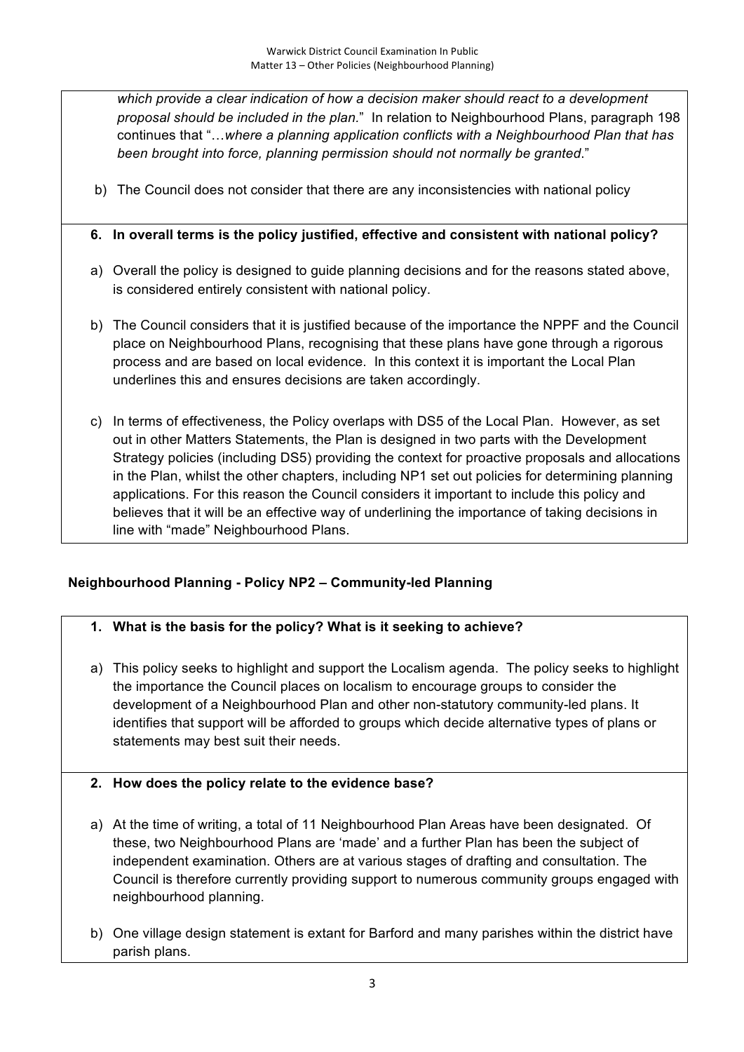*which provide a clear indication of how a decision maker should react to a development proposal should be included in the plan.*" In relation to Neighbourhood Plans, paragraph 198 continues that "…*where a planning application conflicts with a Neighbourhood Plan that has been brought into force, planning permission should not normally be granted*."

b) The Council does not consider that there are any inconsistencies with national policy

**6. In overall terms is the policy justified, effective and consistent with national policy?**

a) Overall the policy is designed to guide planning decisions and for the reasons stated above, is considered entirely consistent with national policy.

b) The Council considers that it is justified because of the importance the NPPF and the Council place on Neighbourhood Plans, recognising that these plans have gone through a rigorous process and are based on local evidence. In this context it is important the Local Plan underlines this and ensures decisions are taken accordingly.

c) In terms of effectiveness, the Policy overlaps with DS5 of the Local Plan. However, as set out in other Matters Statements, the Plan is designed in two parts with the Development Strategy policies (including DS5) providing the context for proactive proposals and allocations in the Plan, whilst the other chapters, including NP1 set out policies for determining planning applications. For this reason the Council considers it important to include this policy and believes that it will be an effective way of underlining the importance of taking decisions in line with "made" Neighbourhood Plans.

## Neighbourhood Planning - Policy NP2 – Community-led Planning

**1. What is the basis for the policy? What is it seeking to achieve?**

a) This policy seeks to highlight and support the Localism agenda. The policy seeks to highlight the importance the Council places on localism to encourage groups to consider the development of a Neighbourhood Plan and other non-statutory community-led plans. It identifies that support will be afforded to groups which decide alternative types of plans or statements may best suit their needs.

**2. How does the policy relate to the evidence base?**

a) At the time of writing, a total of 11 Neighbourhood Plan Areas have been designated. Of these, two Neighbourhood Plans are 'made' and a further Plan has been the subject of independent examination. Others are at various stages of drafting and consultation. The Council is therefore currently providing support to numerous community groups engaged with neighbourhood planning.

b) One village design statement is extant for Barford and many parishes within the district have parish plans.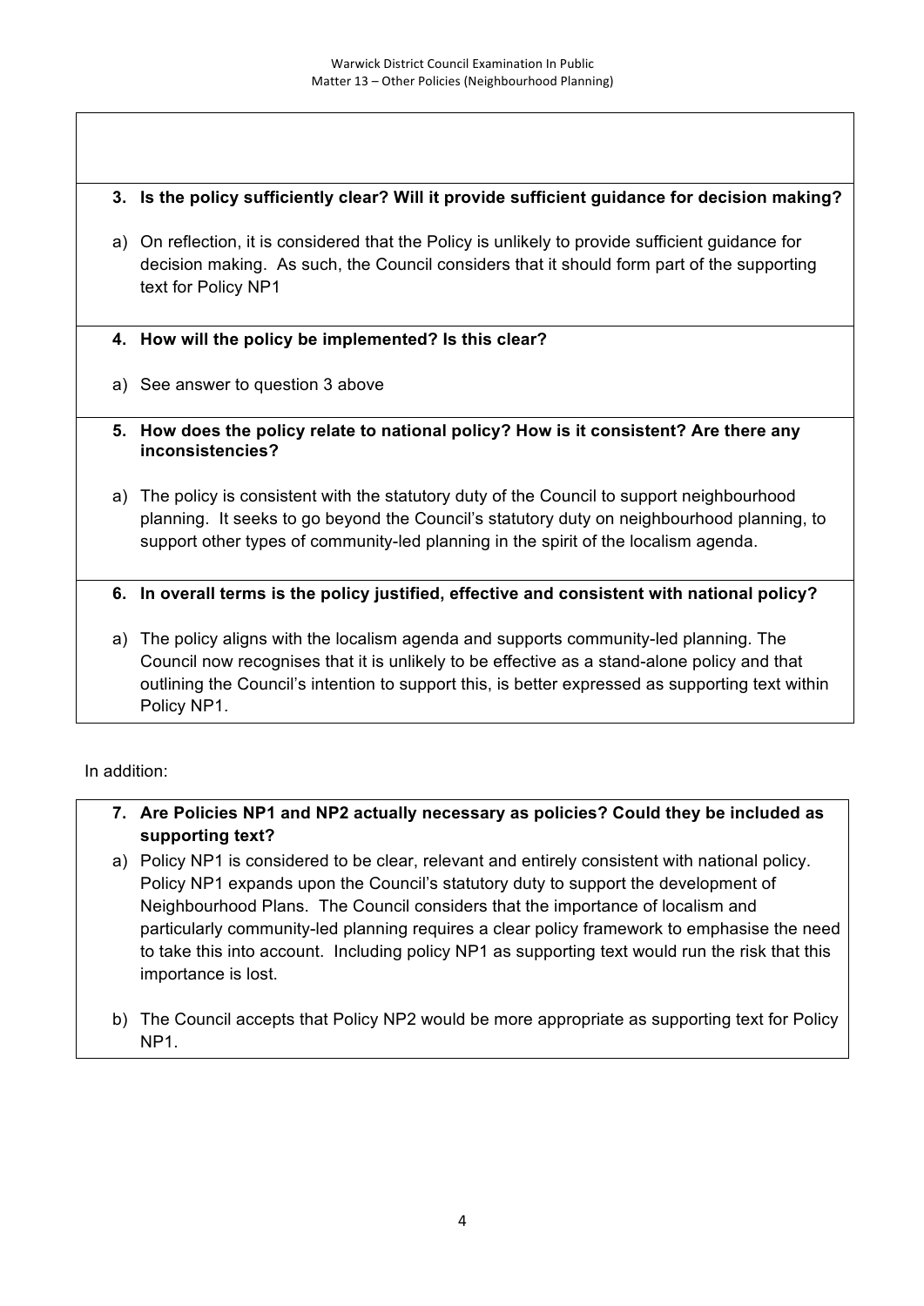**3. Is the policy sufficiently clear? Will it provide sufficient guidance for decision making?**

a) On reflection, it is considered that the Policy is unlikely to provide sufficient guidance for decision making. As such, the Council considers that it should form part of the supporting text for Policy NP1

**4. How will the policy be implemented? Is this clear?**

a) See answer to question 3 above

**5. How does the policy relate to national policy? How is it consistent? Are there any inconsistencies?**

a) The policy is consistent with the statutory duty of the Council to support neighbourhood planning. It seeks to go beyond the Council's statutory duty on neighbourhood planning, to support other types of community-led planning in the spirit of the localism agenda.

**6. In overall terms is the policy justified, effective and consistent with national policy?**

a) The policy aligns with the localism agenda and supports community-led planning. The Council now recognises that it is unlikely to be effective as a stand-alone policy and that outlining the Council's intention to support this, is better expressed as supporting text within Policy NP1.

In addition:

**7. Are Policies NP1 and NP2 actually necessary as policies? Could they be included as supporting text?**

a) Policy NP1 is considered to be clear, relevant and entirely consistent with national policy. Policy NP1 expands upon the Council's statutory duty to support the development of Neighbourhood Plans. The Council considers that the importance of localism and particularly community-led planning requires a clear policy framework to emphasise the need to take this into account. Including policy NP1 as supporting text would run the risk that this importance is lost.

b) The Council accepts that Policy NP2 would be more appropriate as supporting text for Policy NP1.